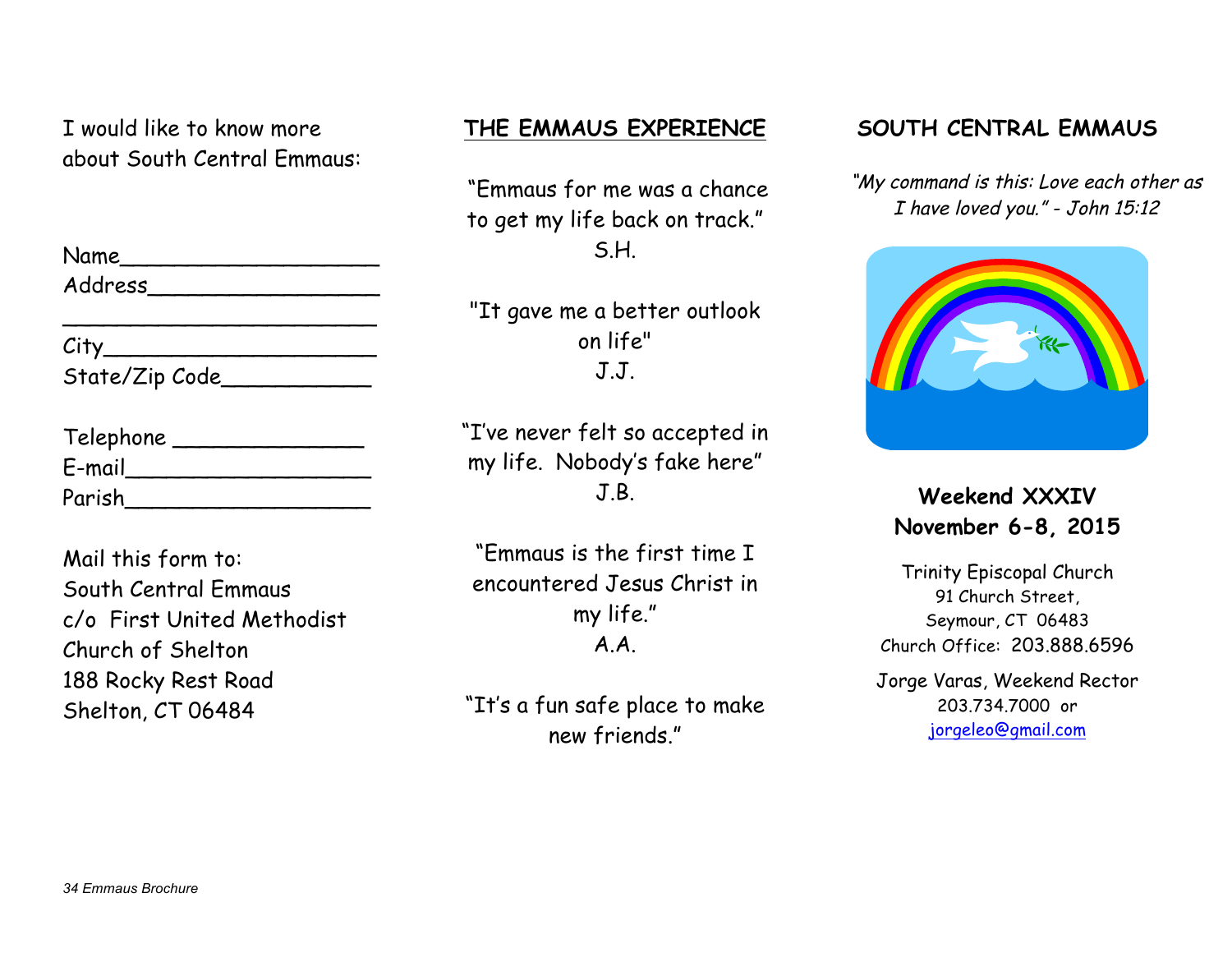I would like to know more about South Central Emmaus:

Name___________________
Address_________________
________________________
City_____________________
State/Zip Code___________

Telephone ______________
E-mail__________________
Parish__________________

Mail this form to:
South Central Emmaus
c/o First United Methodist Church of Shelton
188 Rocky Rest Road
Shelton, CT 06484

## THE EMMAUS EXPERIENCE

"Emmaus for me was a chance to get my life back on track."
S.H.

"It gave me a better outlook on life"
J.J.

"I've never felt so accepted in my life. Nobody's fake here"
J.B.

"Emmaus is the first time I encountered Jesus Christ in my life."
A.A.

"It's a fun safe place to make new friends."

## SOUTH CENTRAL EMMAUS

*"My command is this: Love each other as I have loved you." - John 15:12*

**Weekend XXXIV**
**November 6-8, 2015**

Trinity Episcopal Church
91 Church Street,
Seymour, CT 06483
Church Office: 203.888.6596

Jorge Varas, Weekend Rector
203.734.7000 or
jorgeleo@gmail.com

*34 Emmaus Brochure*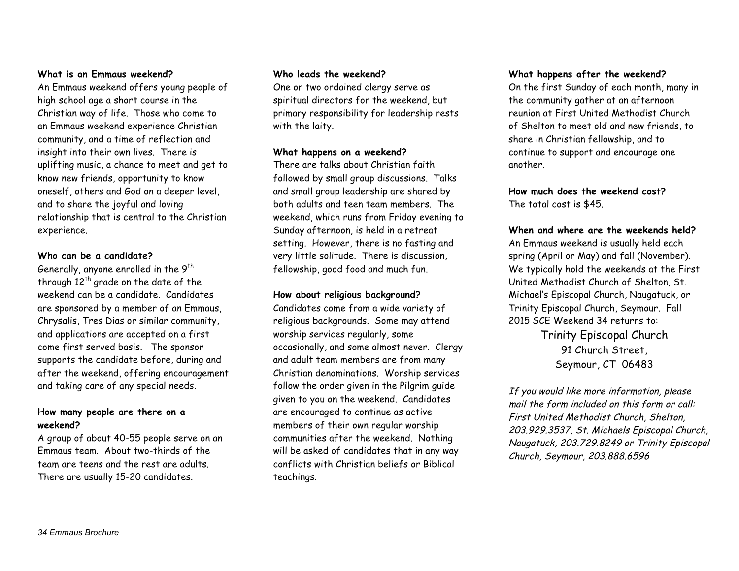**What is an Emmaus weekend?**

An Emmaus weekend offers young people of high school age a short course in the Christian way of life. Those who come to an Emmaus weekend experience Christian community, and a time of reflection and insight into their own lives. There is uplifting music, a chance to meet and get to know new friends, opportunity to know oneself, others and God on a deeper level, and to share the joyful and loving relationship that is central to the Christian experience.

**Who can be a candidate?**

Generally, anyone enrolled in the 9th through 12th grade on the date of the weekend can be a candidate. Candidates are sponsored by a member of an Emmaus, Chrysalis, Tres Dias or similar community, and applications are accepted on a first come first served basis. The sponsor supports the candidate before, during and after the weekend, offering encouragement and taking care of any special needs.

**How many people are there on a weekend?**

A group of about 40-55 people serve on an Emmaus team. About two-thirds of the team are teens and the rest are adults. There are usually 15-20 candidates.

**Who leads the weekend?**

One or two ordained clergy serve as spiritual directors for the weekend, but primary responsibility for leadership rests with the laity.

**What happens on a weekend?**

There are talks about Christian faith followed by small group discussions. Talks and small group leadership are shared by both adults and teen team members. The weekend, which runs from Friday evening to Sunday afternoon, is held in a retreat setting. However, there is no fasting and very little solitude. There is discussion, fellowship, good food and much fun.

**How about religious background?**

Candidates come from a wide variety of religious backgrounds. Some may attend worship services regularly, some occasionally, and some almost never. Clergy and adult team members are from many Christian denominations. Worship services follow the order given in the Pilgrim guide given to you on the weekend. Candidates are encouraged to continue as active members of their own regular worship communities after the weekend. Nothing will be asked of candidates that in any way conflicts with Christian beliefs or Biblical teachings.

**What happens after the weekend?**

On the first Sunday of each month, many in the community gather at an afternoon reunion at First United Methodist Church of Shelton to meet old and new friends, to share in Christian fellowship, and to continue to support and encourage one another.

**How much does the weekend cost?**

The total cost is $45.

**When and where are the weekends held?**

An Emmaus weekend is usually held each spring (April or May) and fall (November). We typically hold the weekends at the First United Methodist Church of Shelton, St. Michael's Episcopal Church, Naugatuck, or Trinity Episcopal Church, Seymour. Fall 2015 SCE Weekend 34 returns to:

Trinity Episcopal Church
91 Church Street,
Seymour, CT 06483

*If you would like more information, please mail the form included on this form or call: First United Methodist Church, Shelton, 203.929.3537, St. Michaels Episcopal Church, Naugatuck, 203.729.8249 or Trinity Episcopal Church, Seymour, 203.888.6596*